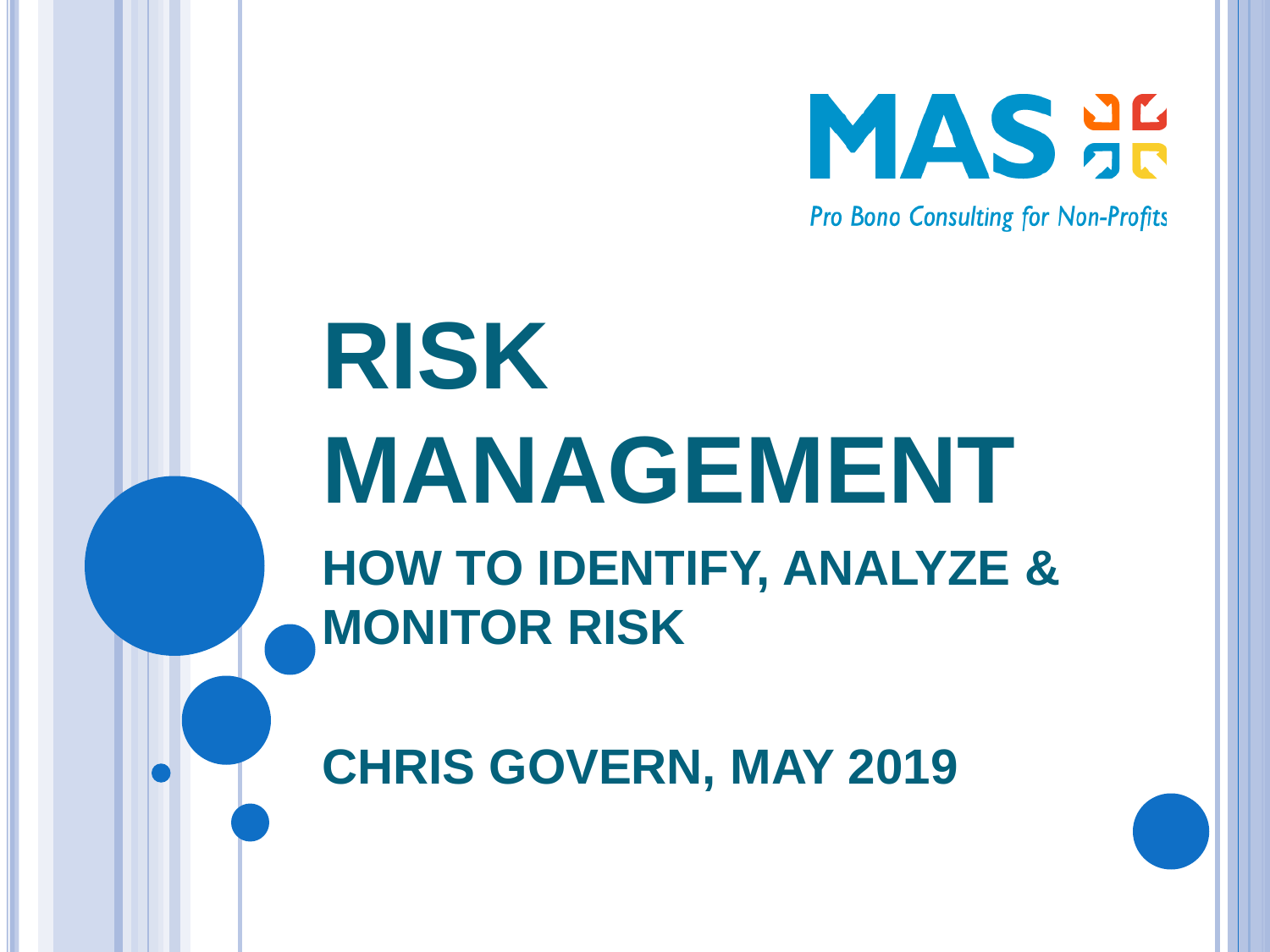MAS

*Pro Bono Consulting for Non-Profits*

# RISK MANAGEMENT

## HOW TO IDENTIFY, ANALYZE & MONITOR RISK

**CHRIS GOVERN, MAY 2019**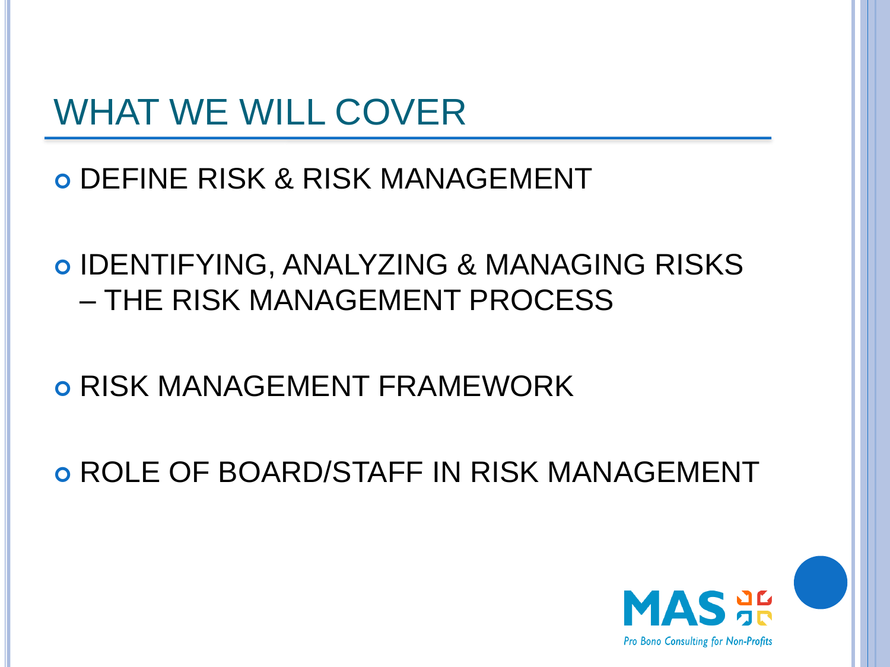# WHAT WE WILL COVER

- DEFINE RISK & RISK MANAGEMENT
- IDENTIFYING, ANALYZING & MANAGING RISKS – THE RISK MANAGEMENT PROCESS
- RISK MANAGEMENT FRAMEWORK
- ROLE OF BOARD/STAFF IN RISK MANAGEMENT

MAS
Pro Bono Consulting for Non-Profits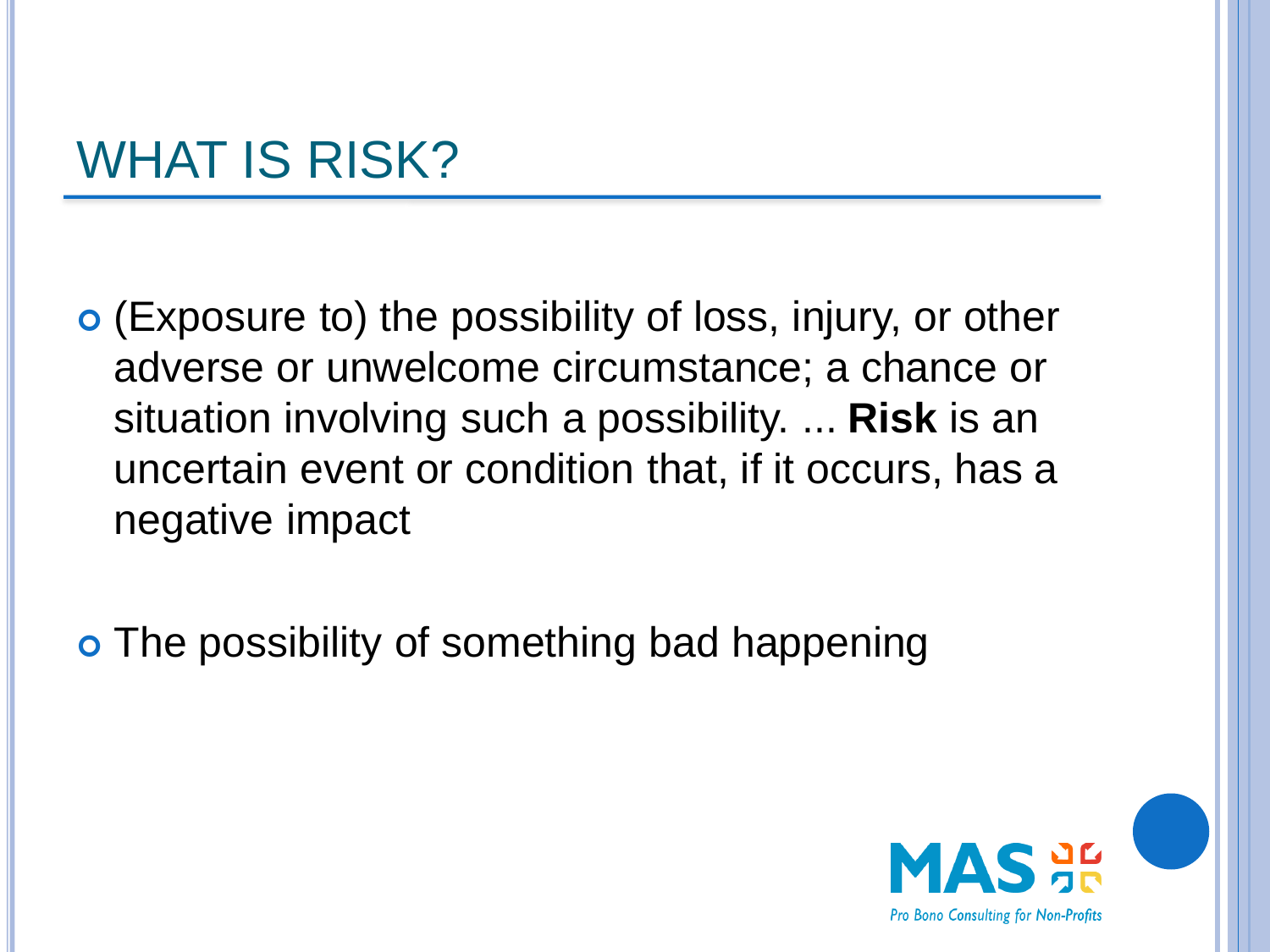# WHAT IS RISK?

- (Exposure to) the possibility of loss, injury, or other adverse or unwelcome circumstance; a chance or situation involving such a possibility. ... **Risk** is an uncertain event or condition that, if it occurs, has a negative impact

- The possibility of something bad happening

MAS

Pro Bono Consulting for Non-Profits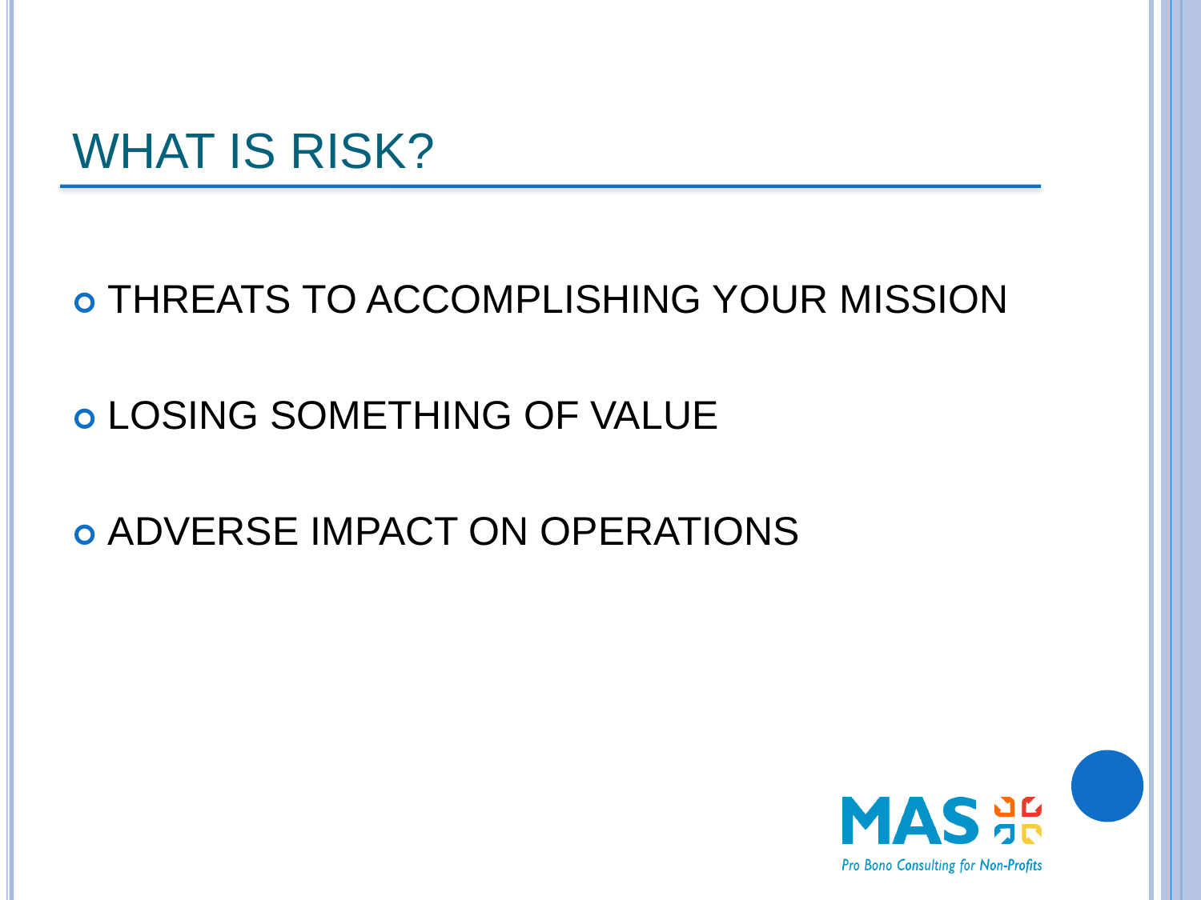# WHAT IS RISK?

- THREATS TO ACCOMPLISHING YOUR MISSION
- LOSING SOMETHING OF VALUE
- ADVERSE IMPACT ON OPERATIONS

MAS

Pro Bono Consulting for Non-Profits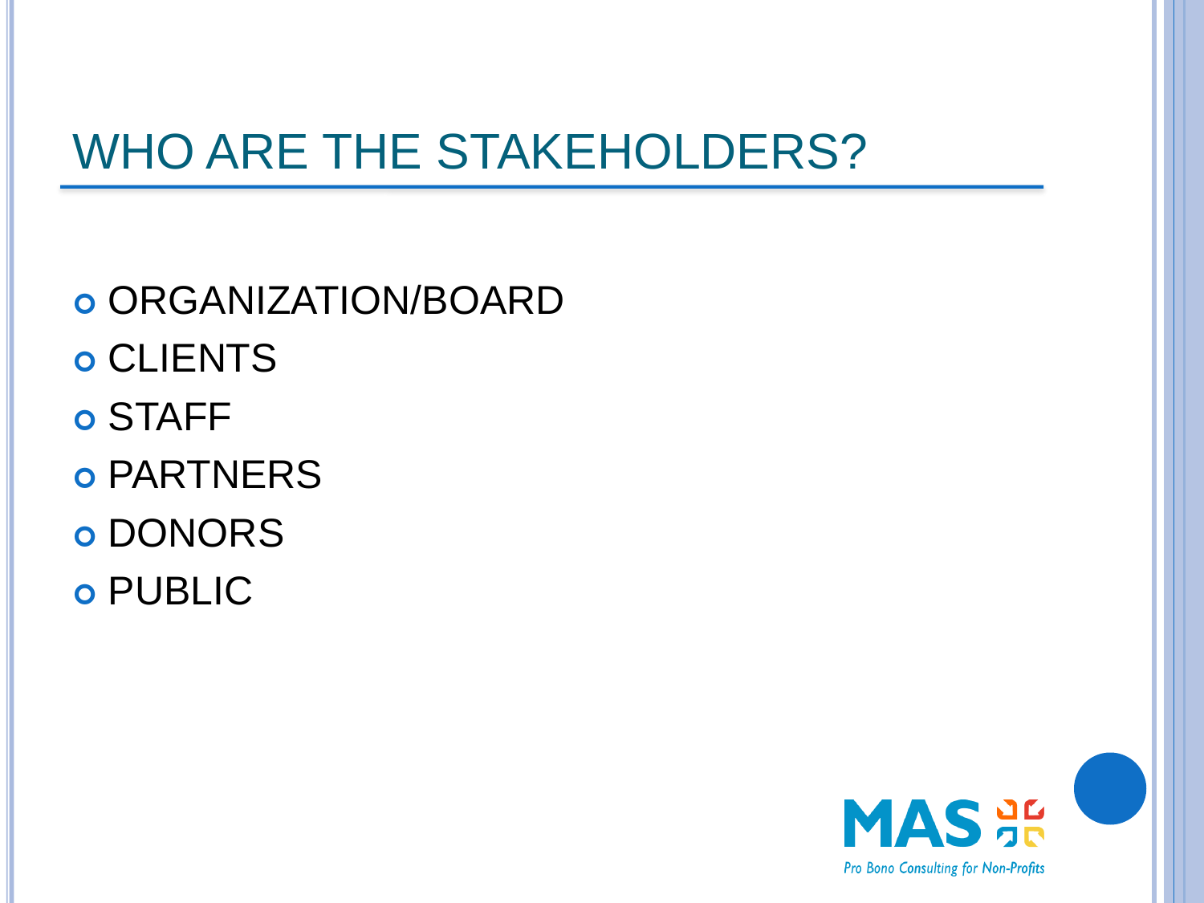# WHO ARE THE STAKEHOLDERS?

- ORGANIZATION/BOARD
- CLIENTS
- STAFF
- PARTNERS
- DONORS
- PUBLIC

MAS

Pro Bono Consulting for Non-Profits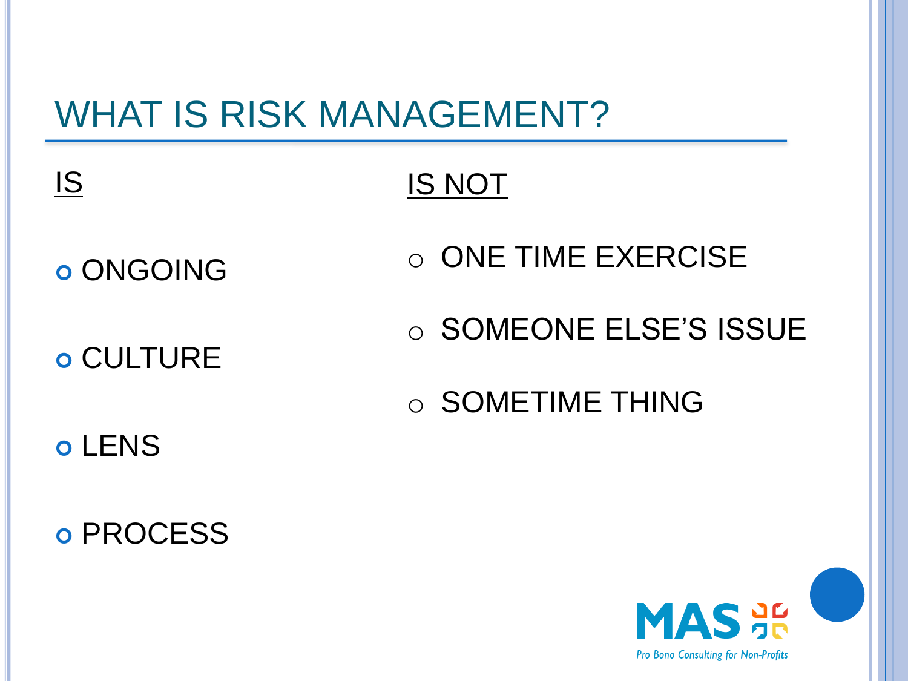# WHAT IS RISK MANAGEMENT?

**IS**

- ONGOING
- CULTURE
- LENS
- PROCESS

**IS NOT**

- ONE TIME EXERCISE
- SOMEONE ELSE'S ISSUE
- SOMETIME THING

MAS

Pro Bono Consulting for Non-Profits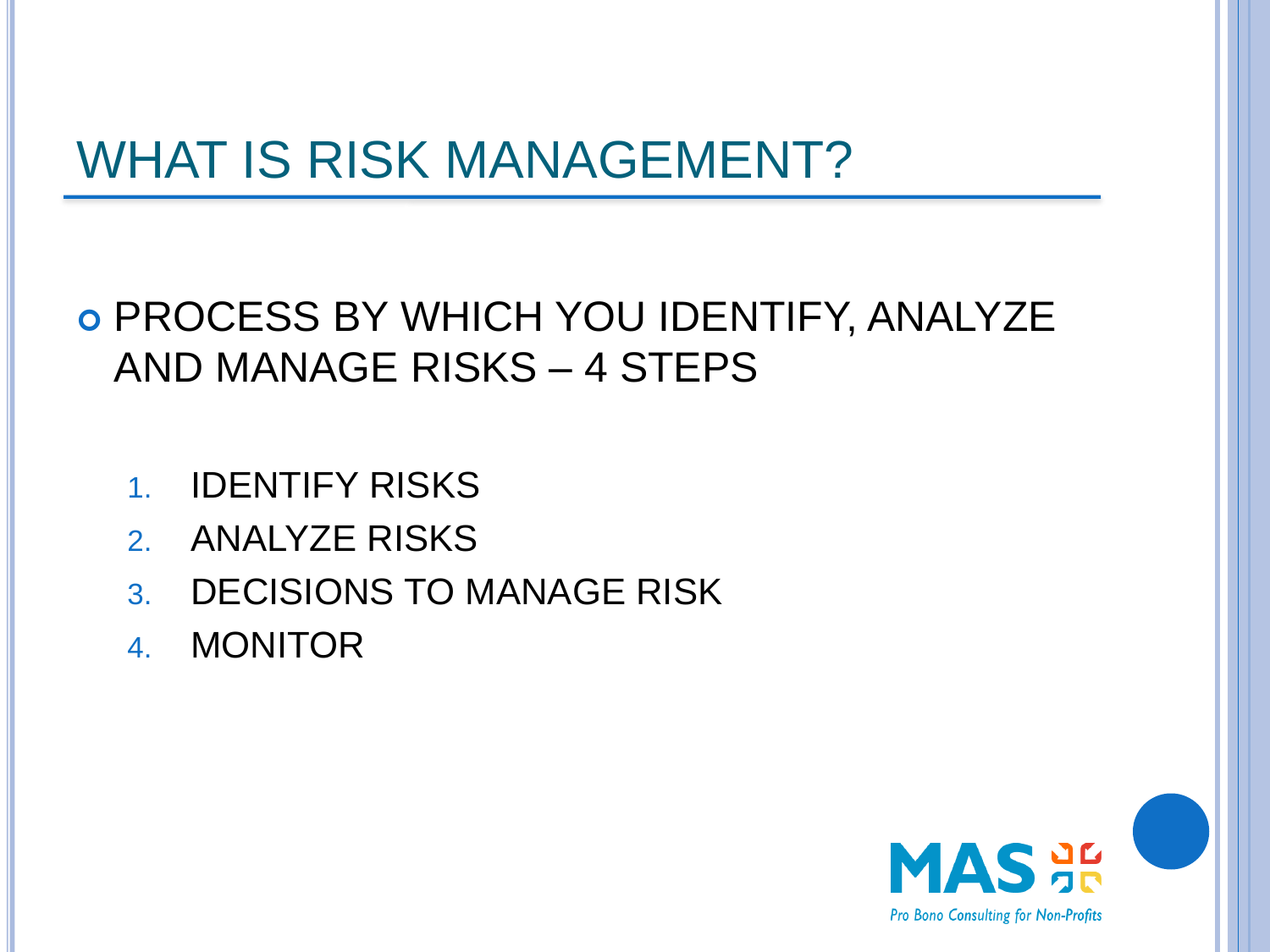# WHAT IS RISK MANAGEMENT?

- PROCESS BY WHICH YOU IDENTIFY, ANALYZE AND MANAGE RISKS – 4 STEPS

1. IDENTIFY RISKS
2. ANALYZE RISKS
3. DECISIONS TO MANAGE RISK
4. MONITOR

MAS
Pro Bono Consulting for Non-Profits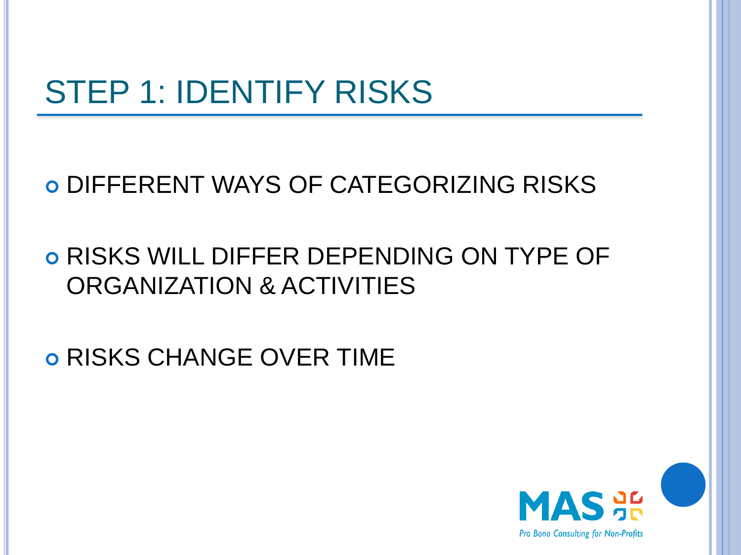# STEP 1: IDENTIFY RISKS

- DIFFERENT WAYS OF CATEGORIZING RISKS
- RISKS WILL DIFFER DEPENDING ON TYPE OF ORGANIZATION & ACTIVITIES
- RISKS CHANGE OVER TIME

MAS

Pro Bono Consulting for Non-Profits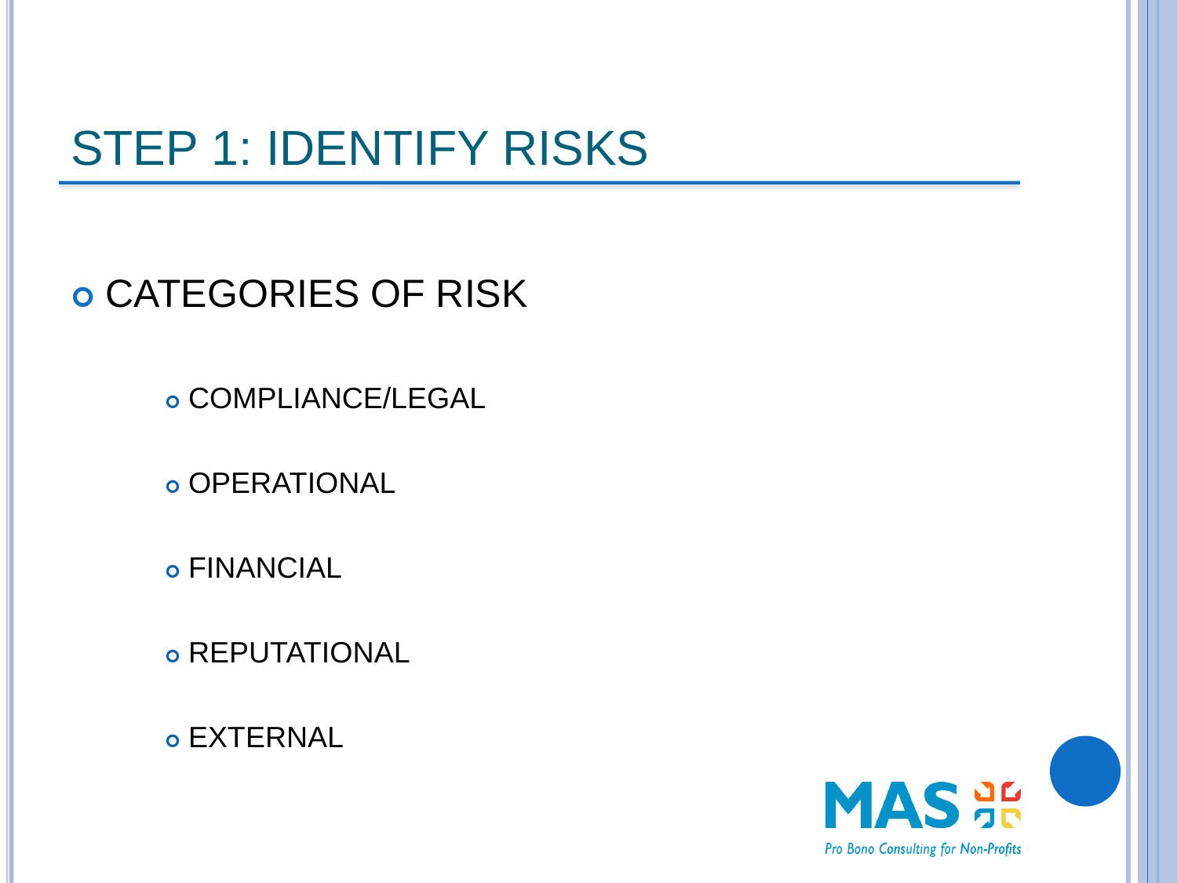# STEP 1: IDENTIFY RISKS

- CATEGORIES OF RISK
  - COMPLIANCE/LEGAL
  - OPERATIONAL
  - FINANCIAL
  - REPUTATIONAL
  - EXTERNAL

MAS

Pro Bono Consulting for Non-Profits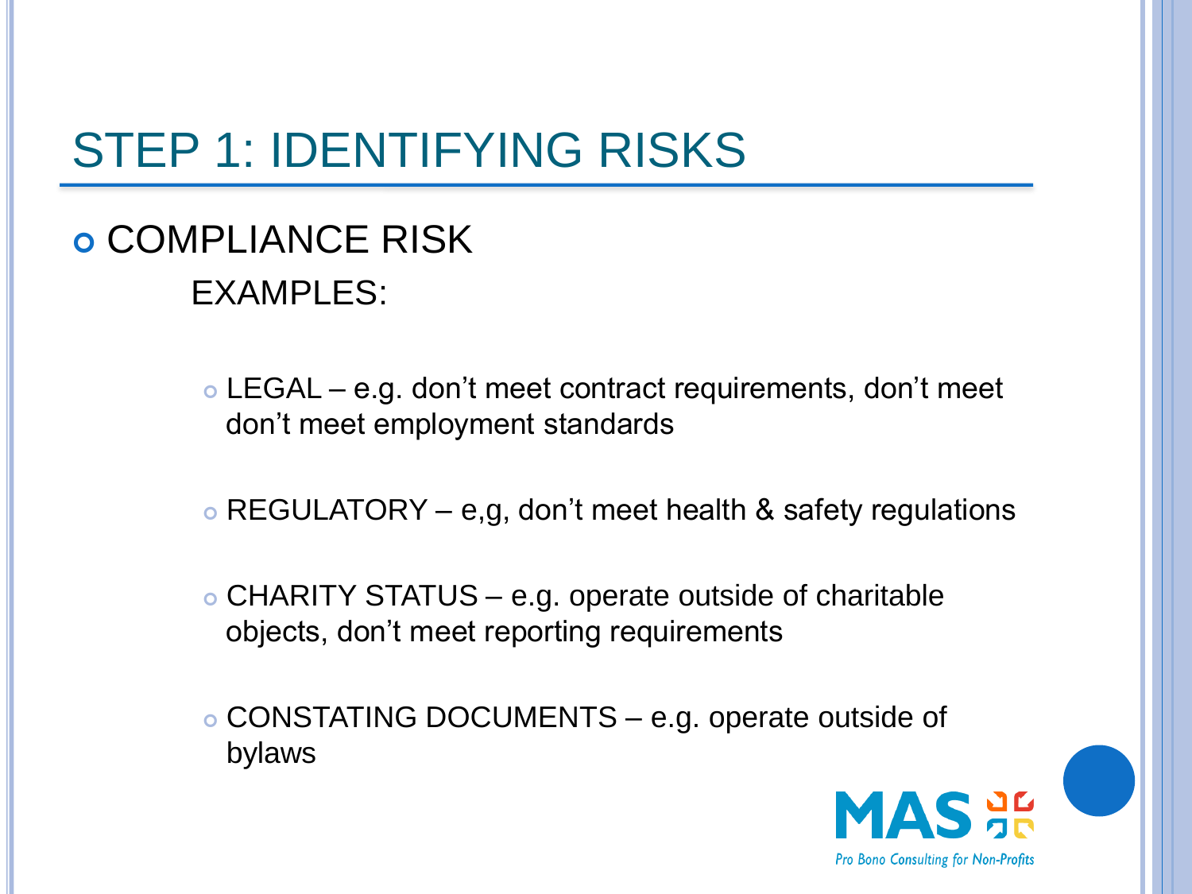# STEP 1: IDENTIFYING RISKS

- COMPLIANCE RISK

  EXAMPLES:

  - LEGAL – e.g. don't meet contract requirements, don't meet don't meet employment standards
  - REGULATORY – e,g, don't meet health & safety regulations
  - CHARITY STATUS – e.g. operate outside of charitable objects, don't meet reporting requirements
  - CONSTATING DOCUMENTS – e.g. operate outside of bylaws

MAS

Pro Bono Consulting for Non-Profits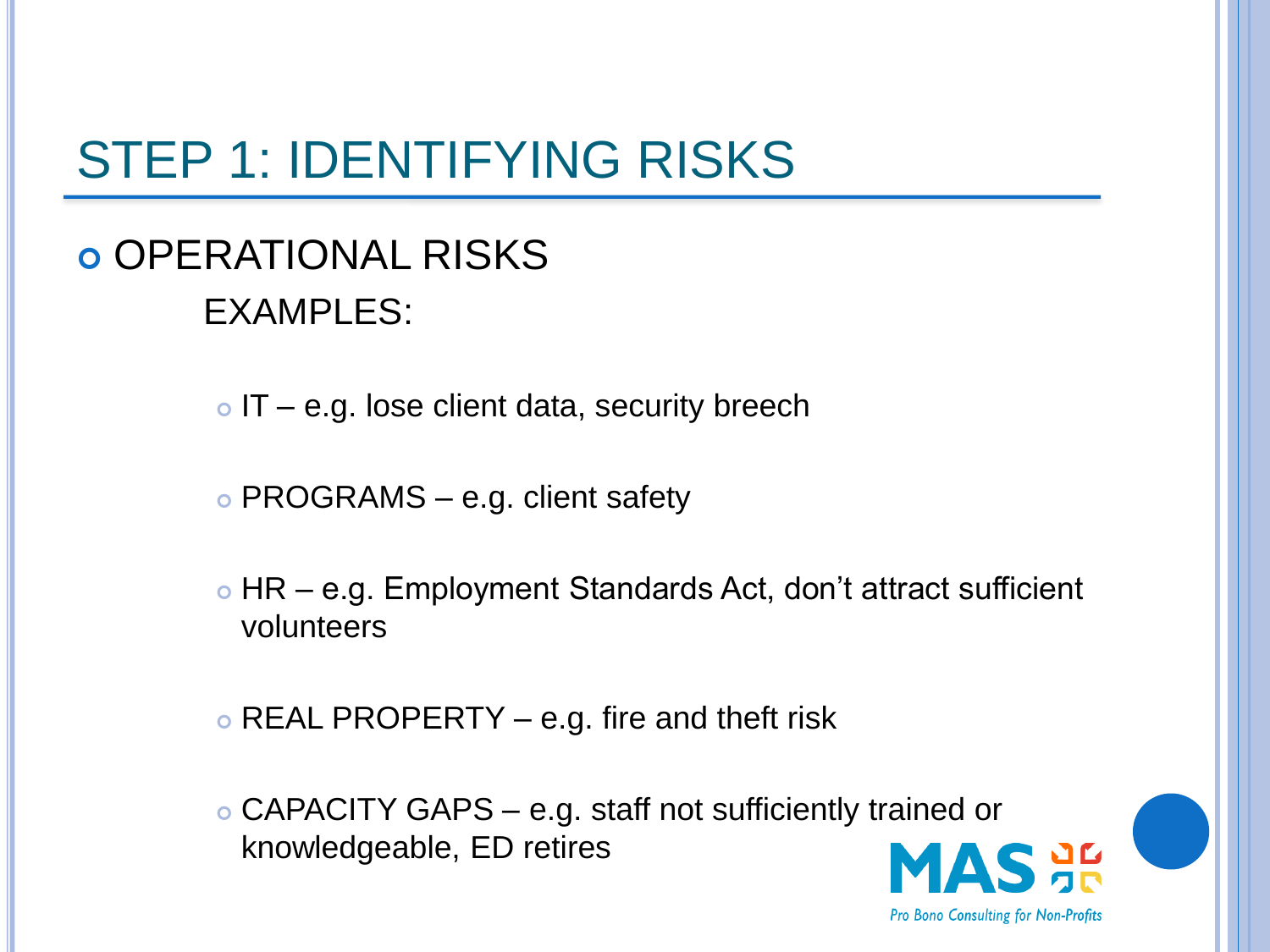# STEP 1: IDENTIFYING RISKS

- OPERATIONAL RISKS

  EXAMPLES:

  - IT – e.g. lose client data, security breech
  - PROGRAMS – e.g. client safety
  - HR – e.g. Employment Standards Act, don't attract sufficient volunteers
  - REAL PROPERTY – e.g. fire and theft risk
  - CAPACITY GAPS – e.g. staff not sufficiently trained or knowledgeable, ED retires

MAS

Pro Bono Consulting for Non-Profits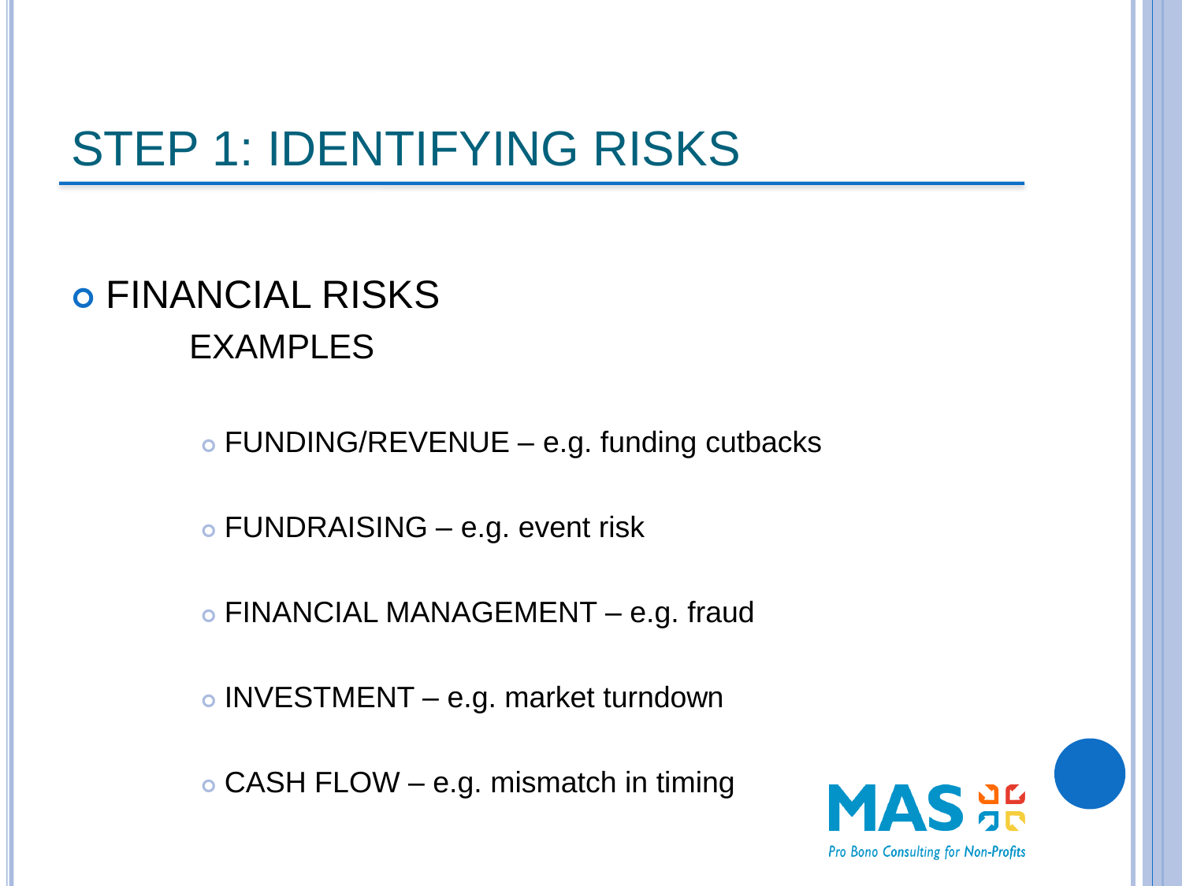# STEP 1: IDENTIFYING RISKS

- FINANCIAL RISKS

  EXAMPLES

  - FUNDING/REVENUE – e.g. funding cutbacks
  - FUNDRAISING – e.g. event risk
  - FINANCIAL MANAGEMENT – e.g. fraud
  - INVESTMENT – e.g. market turndown
  - CASH FLOW – e.g. mismatch in timing

MAS

Pro Bono Consulting for Non-Profits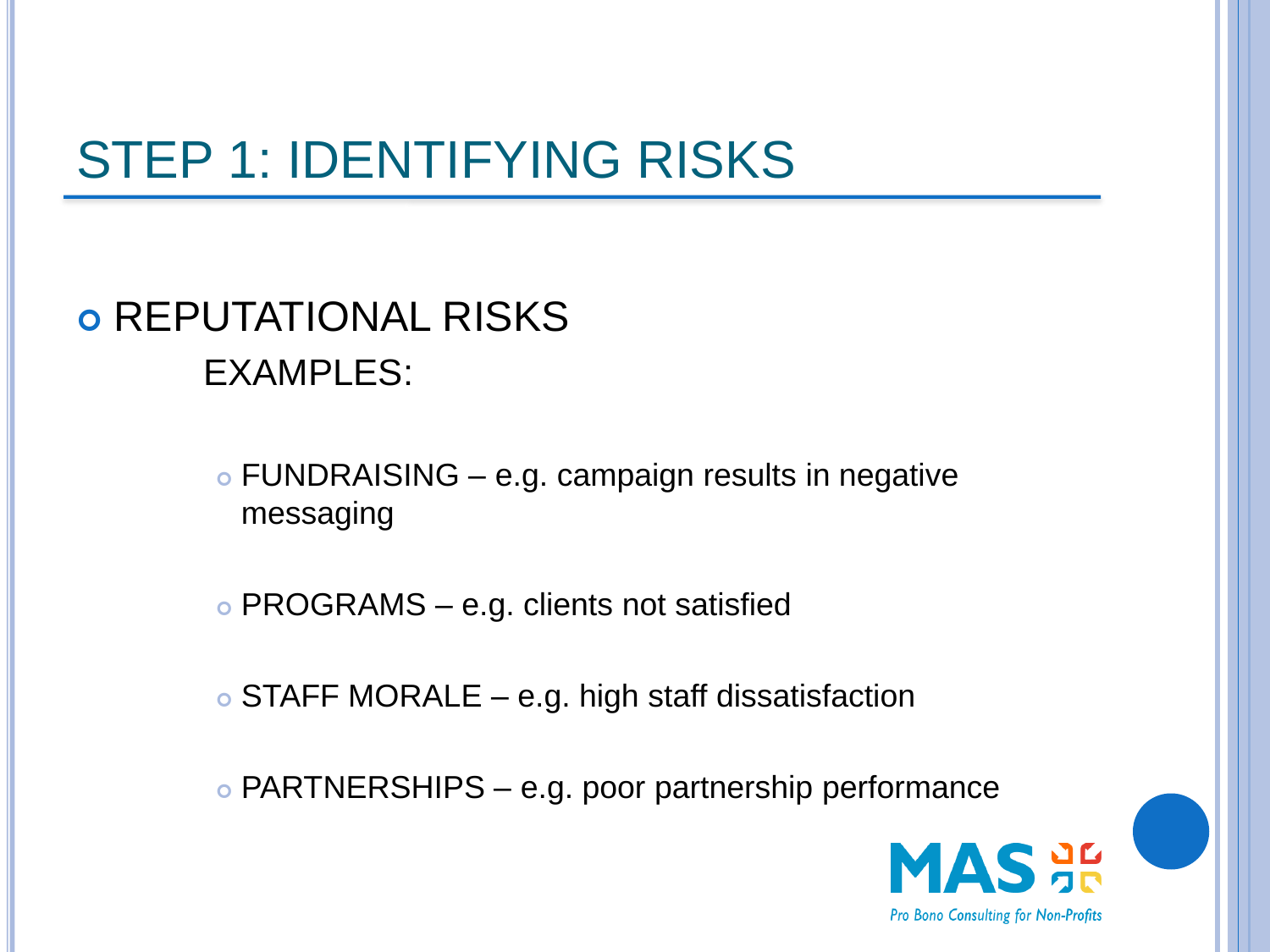# STEP 1: IDENTIFYING RISKS

- REPUTATIONAL RISKS

  EXAMPLES:

  - FUNDRAISING – e.g. campaign results in negative messaging
  - PROGRAMS – e.g. clients not satisfied
  - STAFF MORALE – e.g. high staff dissatisfaction
  - PARTNERSHIPS – e.g. poor partnership performance

MAS

Pro Bono Consulting for Non-Profits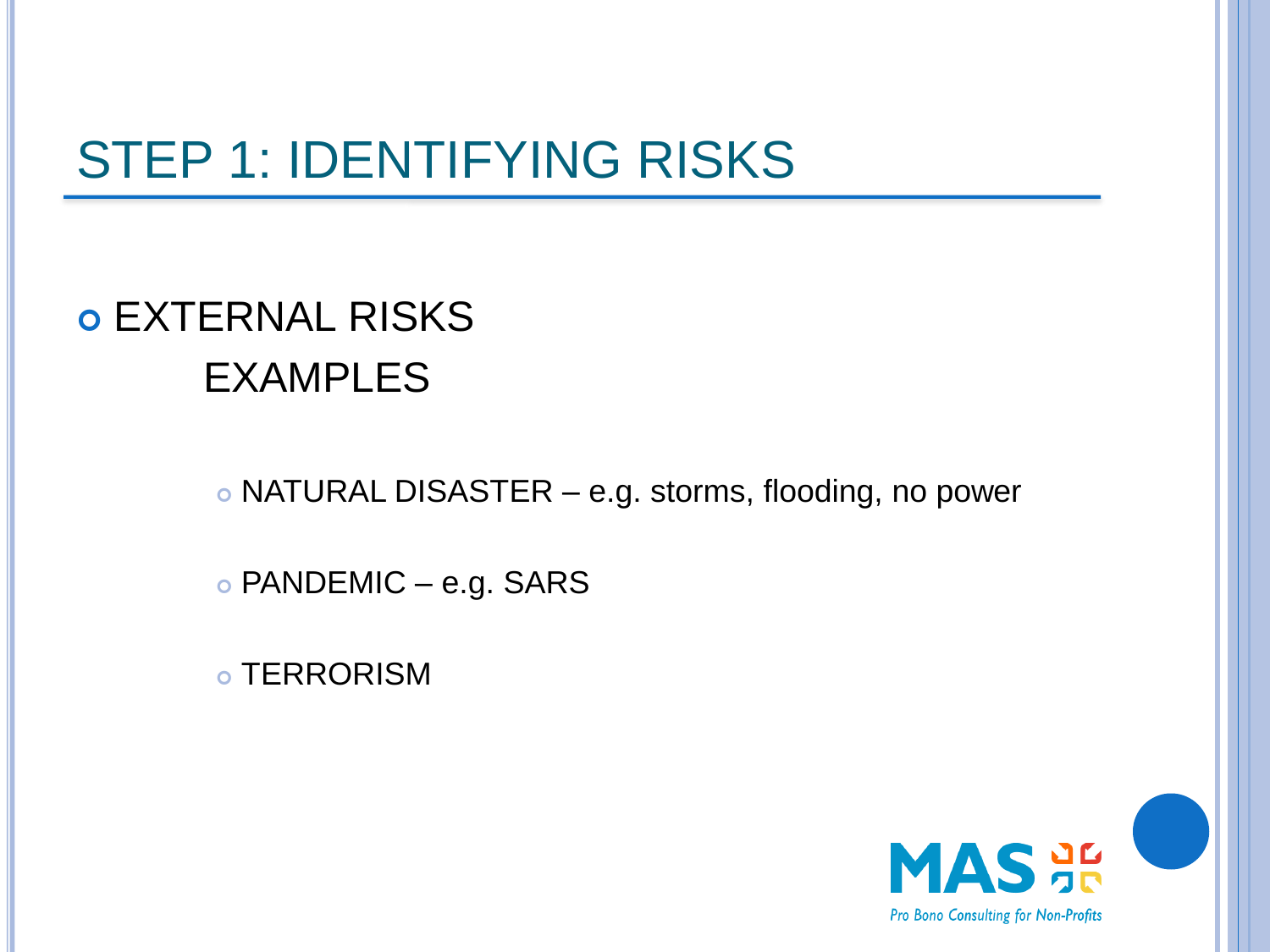# STEP 1: IDENTIFYING RISKS

- EXTERNAL RISKS
  EXAMPLES
  - NATURAL DISASTER – e.g. storms, flooding, no power
  - PANDEMIC – e.g. SARS
  - TERRORISM

MAS
Pro Bono Consulting for Non-Profits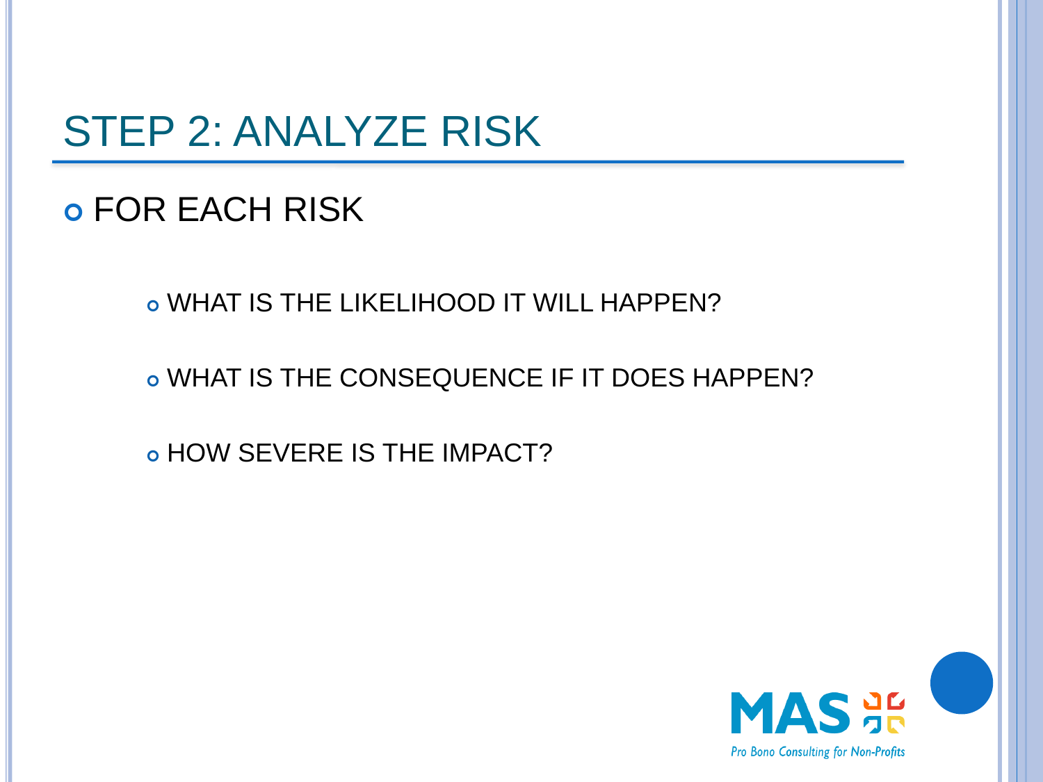# STEP 2: ANALYZE RISK

- FOR EACH RISK
  - WHAT IS THE LIKELIHOOD IT WILL HAPPEN?
  - WHAT IS THE CONSEQUENCE IF IT DOES HAPPEN?
  - HOW SEVERE IS THE IMPACT?

MAS

Pro Bono Consulting for Non-Profits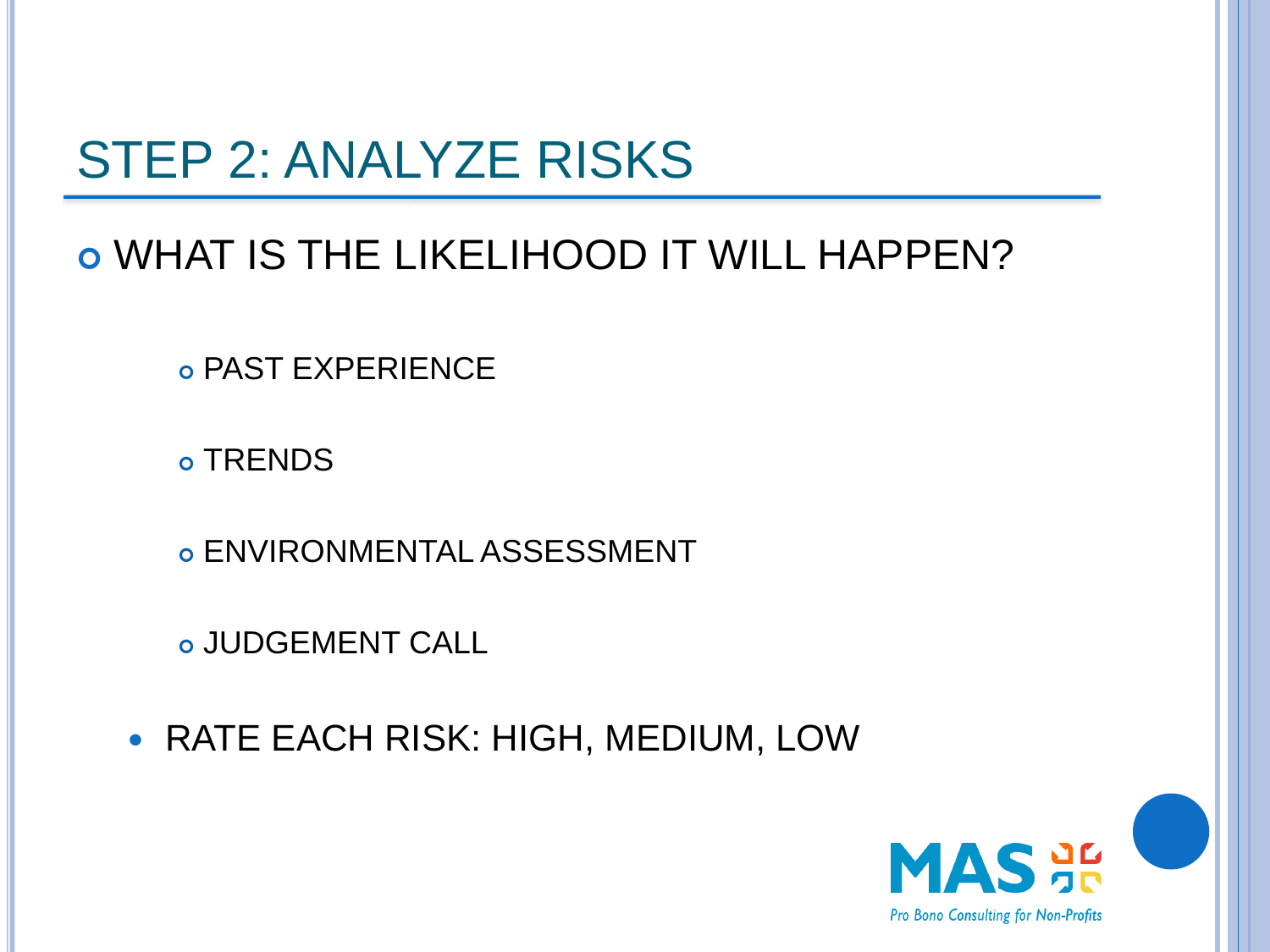# STEP 2: ANALYZE RISKS

- WHAT IS THE LIKELIHOOD IT WILL HAPPEN?
  - PAST EXPERIENCE
  - TRENDS
  - ENVIRONMENTAL ASSESSMENT
  - JUDGEMENT CALL
- RATE EACH RISK: HIGH, MEDIUM, LOW

MAS

Pro Bono Consulting for Non-Profits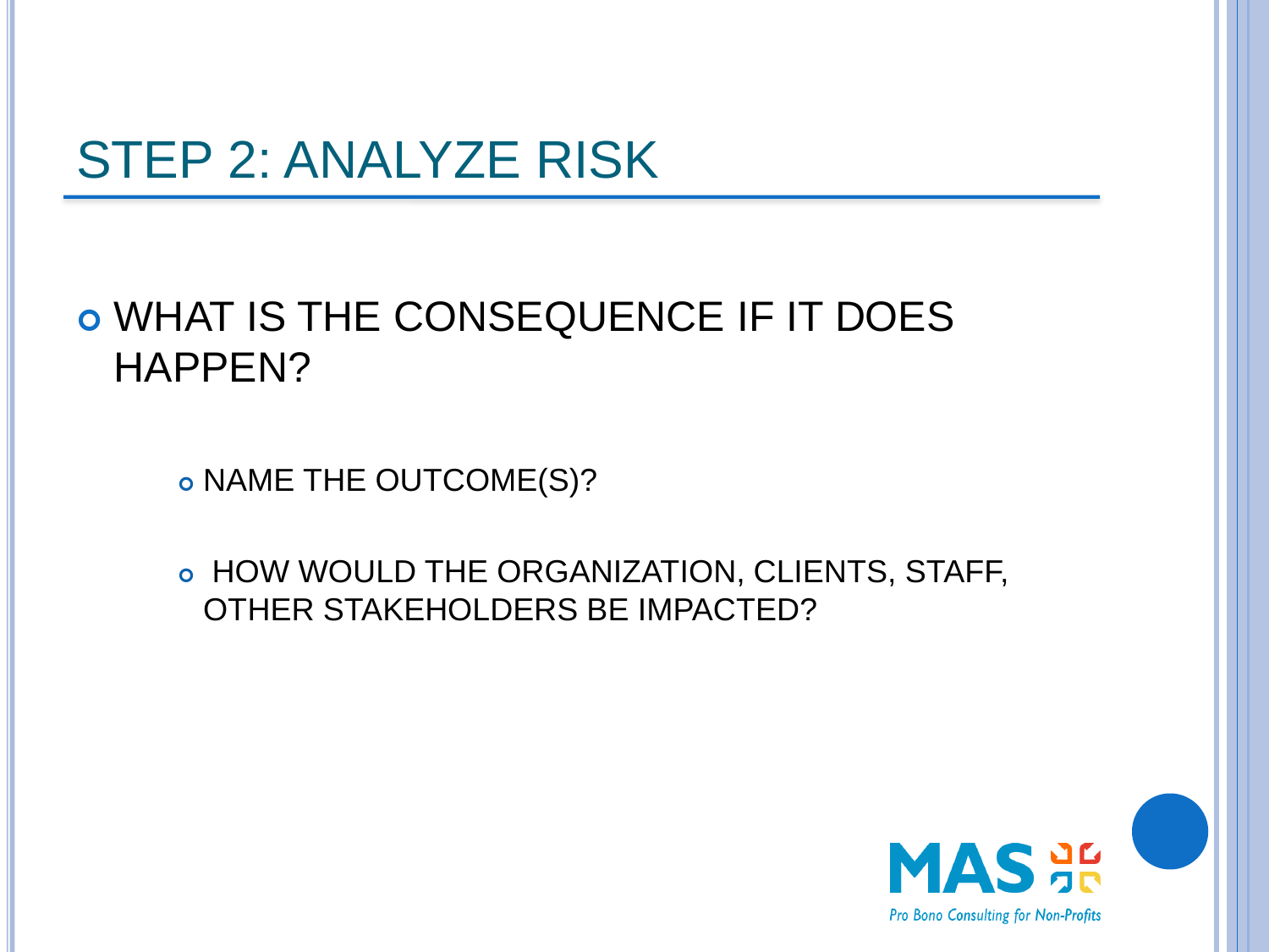# STEP 2: ANALYZE RISK

- WHAT IS THE CONSEQUENCE IF IT DOES HAPPEN?
  - NAME THE OUTCOME(S)?
  - HOW WOULD THE ORGANIZATION, CLIENTS, STAFF, OTHER STAKEHOLDERS BE IMPACTED?

MAS

Pro Bono Consulting for Non-Profits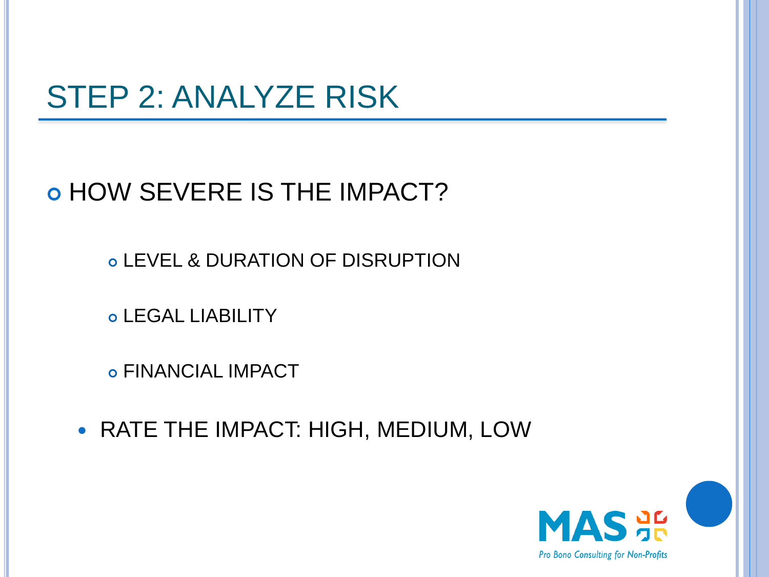# STEP 2: ANALYZE RISK

- HOW SEVERE IS THE IMPACT?
  - LEVEL & DURATION OF DISRUPTION
  - LEGAL LIABILITY
  - FINANCIAL IMPACT
- RATE THE IMPACT: HIGH, MEDIUM, LOW

MAS
Pro Bono Consulting for Non-Profits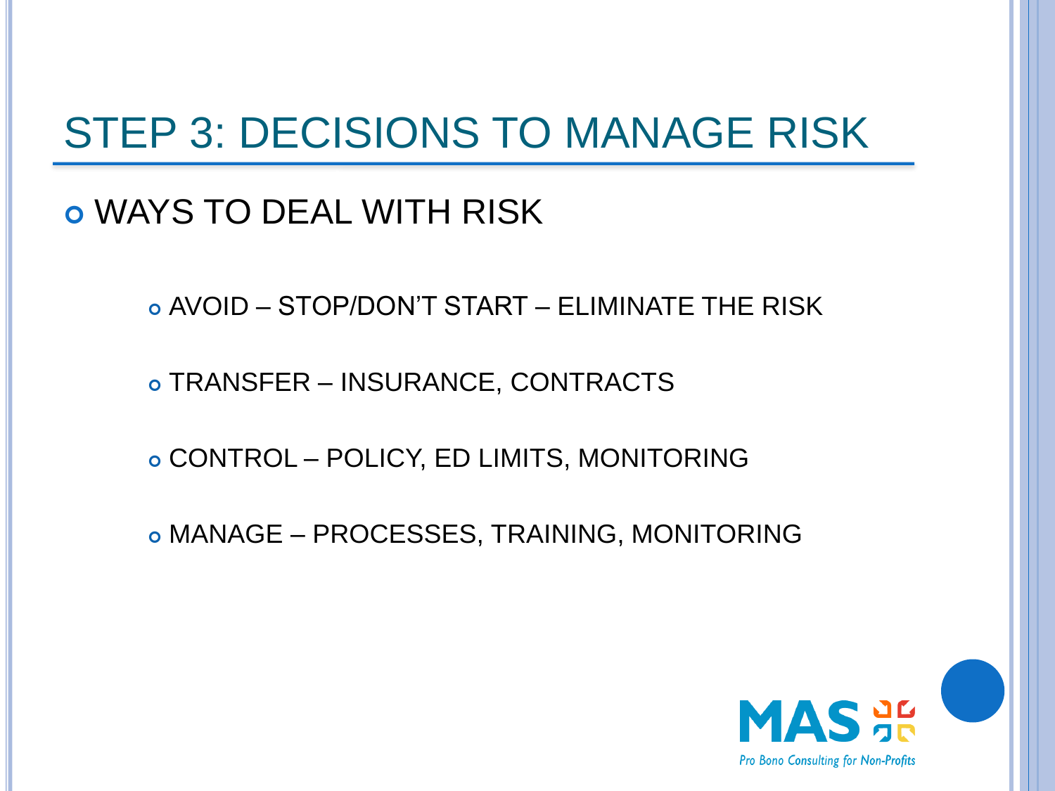# STEP 3: DECISIONS TO MANAGE RISK

- WAYS TO DEAL WITH RISK
  - AVOID – STOP/DON'T START – ELIMINATE THE RISK
  - TRANSFER – INSURANCE, CONTRACTS
  - CONTROL – POLICY, ED LIMITS, MONITORING
  - MANAGE – PROCESSES, TRAINING, MONITORING

MAS
Pro Bono Consulting for Non-Profits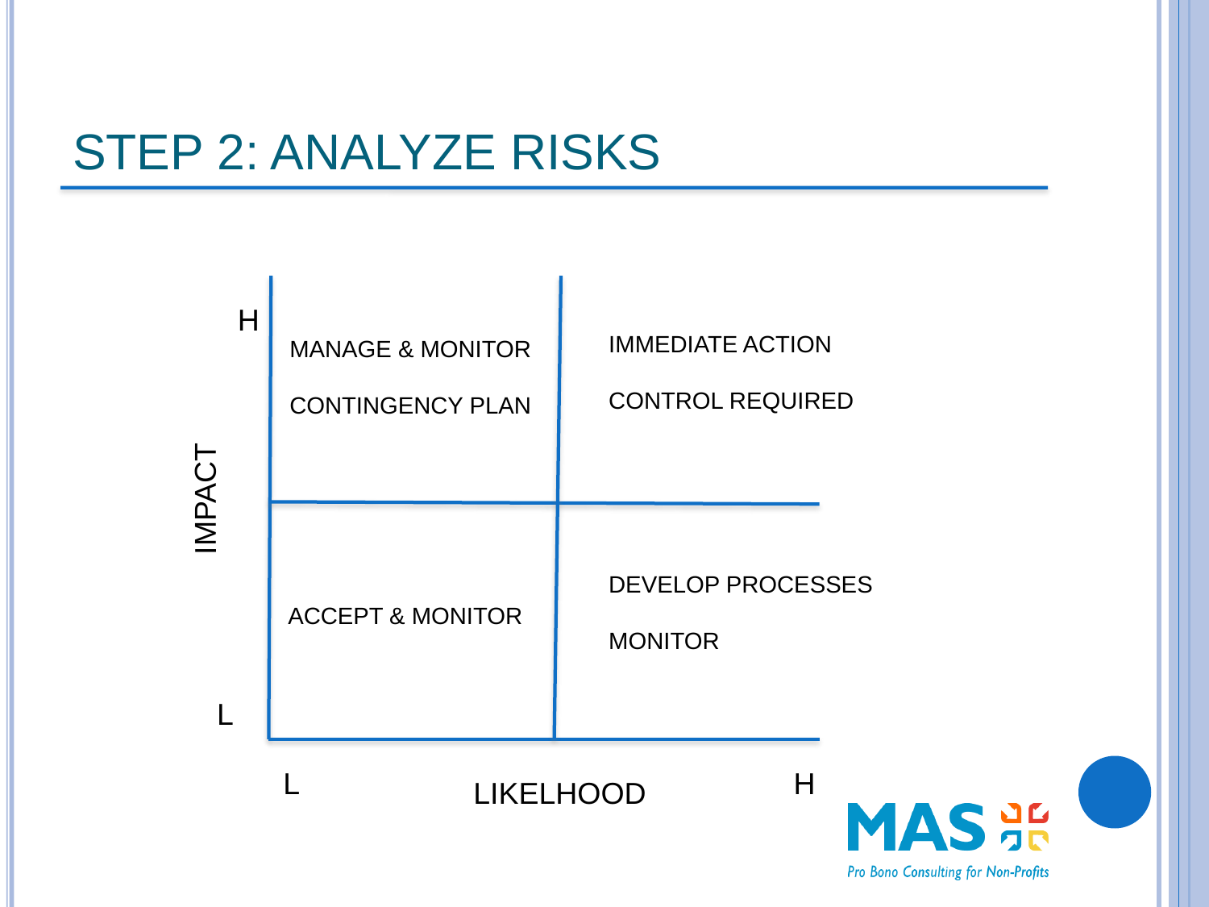# STEP 2: ANALYZE RISKS

IMPACT

H

MANAGE & MONITOR

CONTINGENCY PLAN

IMMEDIATE ACTION

CONTROL REQUIRED

ACCEPT & MONITOR

DEVELOP PROCESSES

MONITOR

L

L

LIKELIHOOD

H

MAS

Pro Bono Consulting for Non-Profits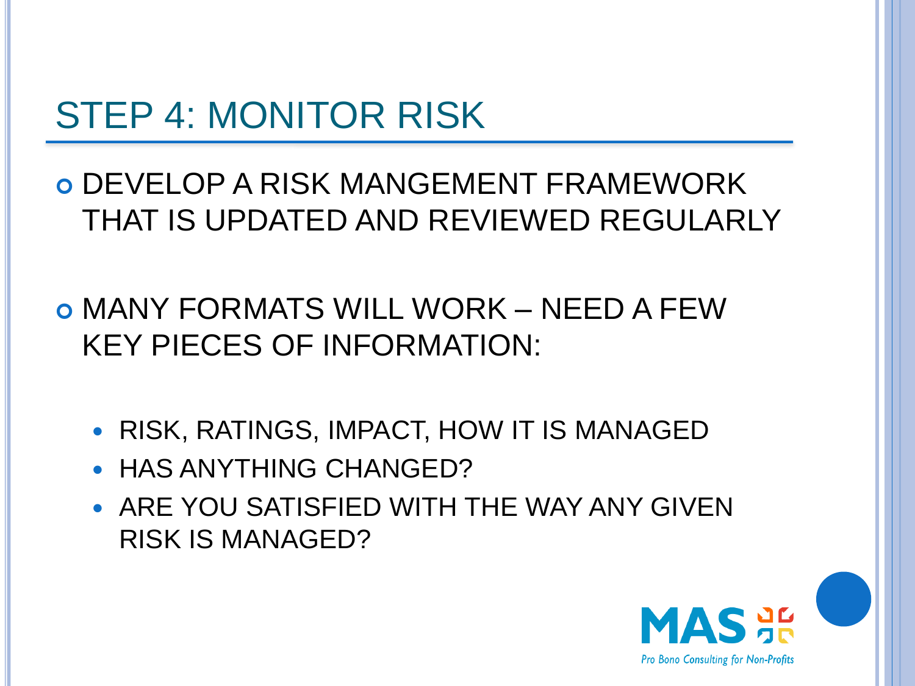# STEP 4: MONITOR RISK

- DEVELOP A RISK MANGEMENT FRAMEWORK THAT IS UPDATED AND REVIEWED REGULARLY
- MANY FORMATS WILL WORK – NEED A FEW KEY PIECES OF INFORMATION:
  - RISK, RATINGS, IMPACT, HOW IT IS MANAGED
  - HAS ANYTHING CHANGED?
  - ARE YOU SATISFIED WITH THE WAY ANY GIVEN RISK IS MANAGED?

MAS
Pro Bono Consulting for Non-Profits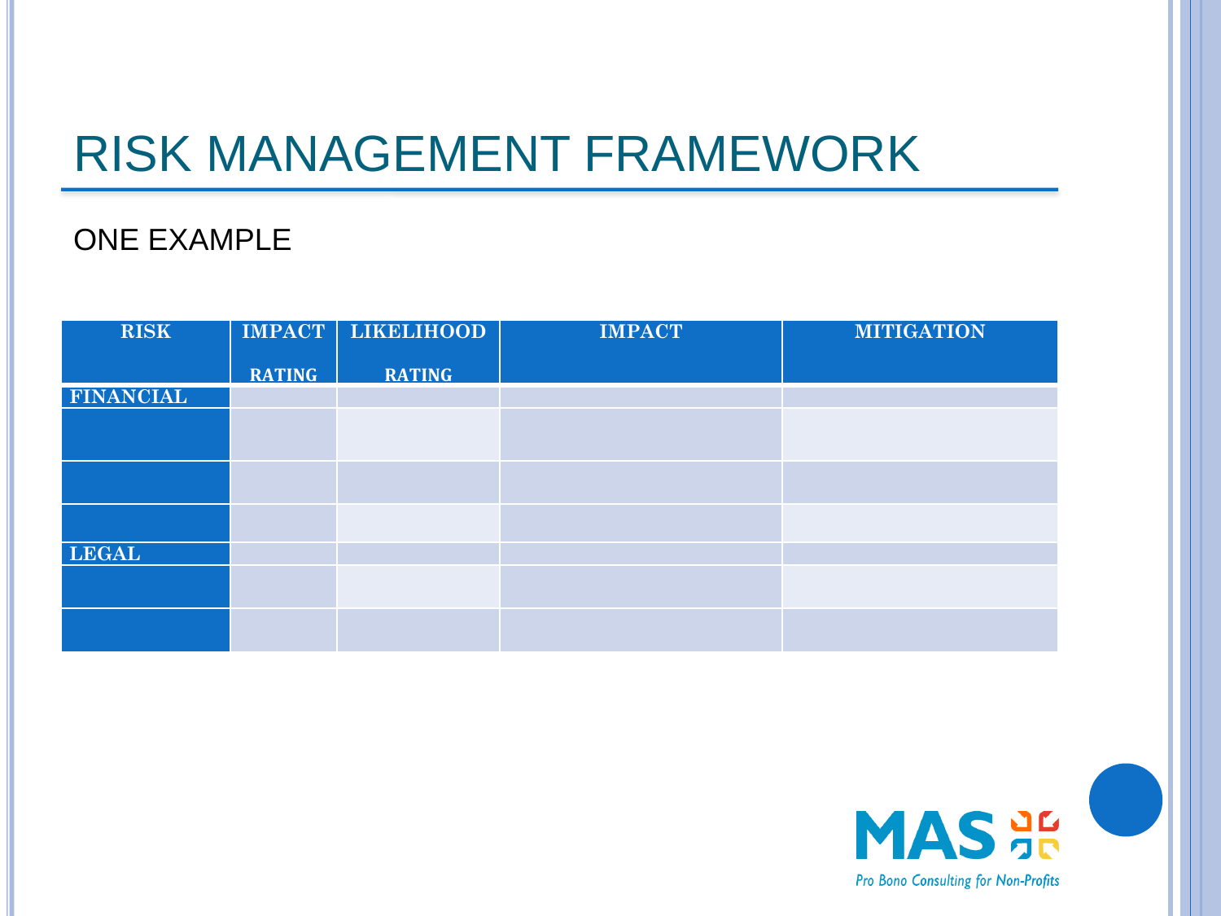# RISK MANAGEMENT FRAMEWORK

ONE EXAMPLE

| RISK | IMPACT RATING | LIKELIHOOD RATING | IMPACT | MITIGATION |
|---|---|---|---|---|
| FINANCIAL | | | | |
| | | | | |
| | | | | |
| | | | | |
| LEGAL | | | | |
| | | | | |
| | | | | |

MAS

Pro Bono Consulting for Non-Profits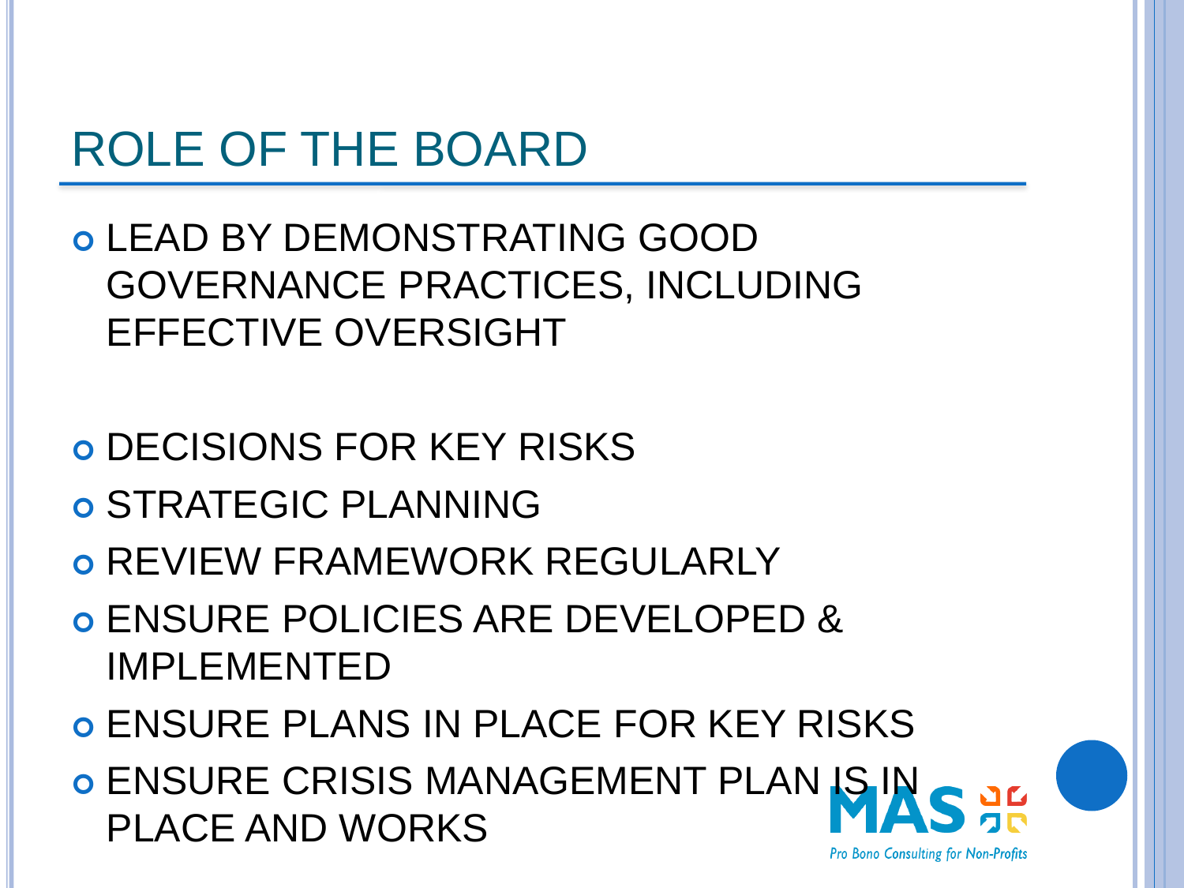# ROLE OF THE BOARD

- LEAD BY DEMONSTRATING GOOD GOVERNANCE PRACTICES, INCLUDING EFFECTIVE OVERSIGHT

- DECISIONS FOR KEY RISKS
- STRATEGIC PLANNING
- REVIEW FRAMEWORK REGULARLY
- ENSURE POLICIES ARE DEVELOPED & IMPLEMENTED
- ENSURE PLANS IN PLACE FOR KEY RISKS
- ENSURE CRISIS MANAGEMENT PLAN IS IN PLACE AND WORKS

MAS

Pro Bono Consulting for Non-Profits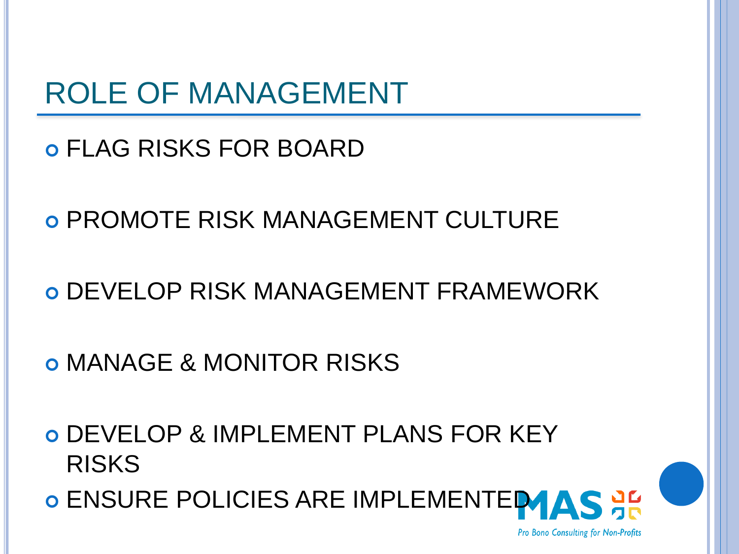# ROLE OF MANAGEMENT

- FLAG RISKS FOR BOARD
- PROMOTE RISK MANAGEMENT CULTURE
- DEVELOP RISK MANAGEMENT FRAMEWORK
- MANAGE & MONITOR RISKS
- DEVELOP & IMPLEMENT PLANS FOR KEY RISKS
- ENSURE POLICIES ARE IMPLEMENTED

MAS

Pro Bono Consulting for Non-Profits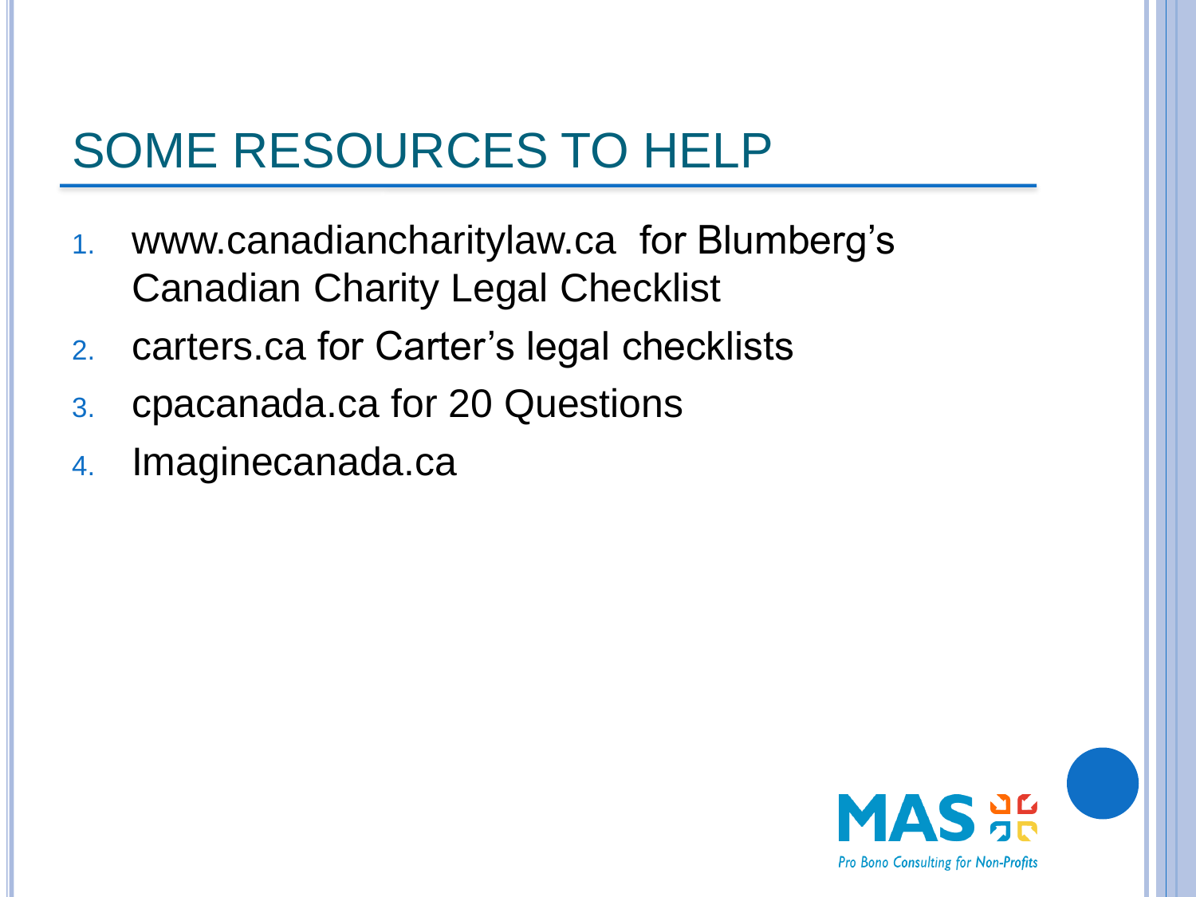# SOME RESOURCES TO HELP

1. www.canadiancharitylaw.ca for Blumberg's Canadian Charity Legal Checklist
2. carters.ca for Carter's legal checklists
3. cpacanada.ca for 20 Questions
4. Imaginecanada.ca

MAS

Pro Bono Consulting for Non-Profits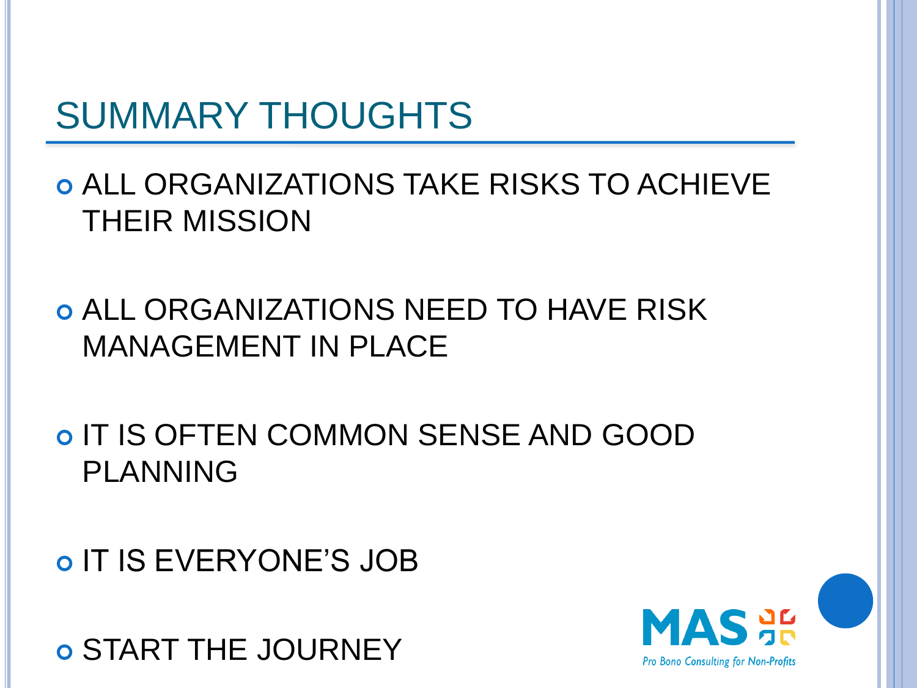# SUMMARY THOUGHTS

- ALL ORGANIZATIONS TAKE RISKS TO ACHIEVE THEIR MISSION
- ALL ORGANIZATIONS NEED TO HAVE RISK MANAGEMENT IN PLACE
- IT IS OFTEN COMMON SENSE AND GOOD PLANNING
- IT IS EVERYONE'S JOB
- START THE JOURNEY

MAS

Pro Bono Consulting for Non-Profits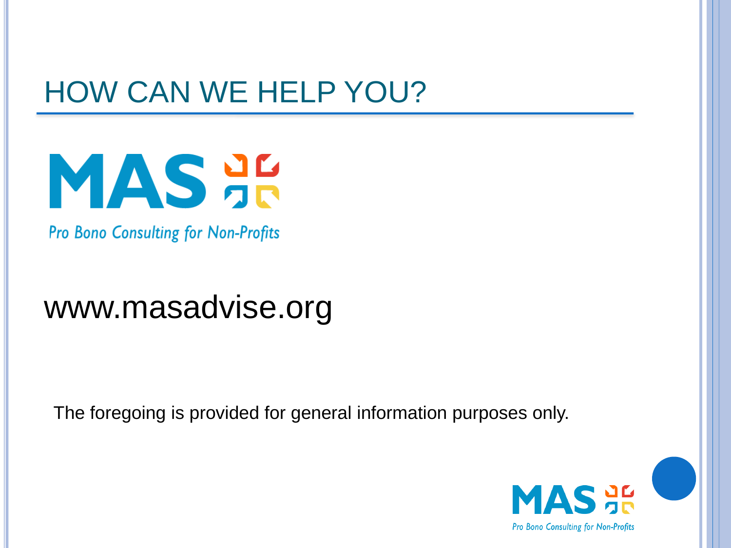# HOW CAN WE HELP YOU?

MAS

Pro Bono Consulting for Non-Profits

www.masadvise.org

The foregoing is provided for general information purposes only.

MAS

Pro Bono Consulting for Non-Profits